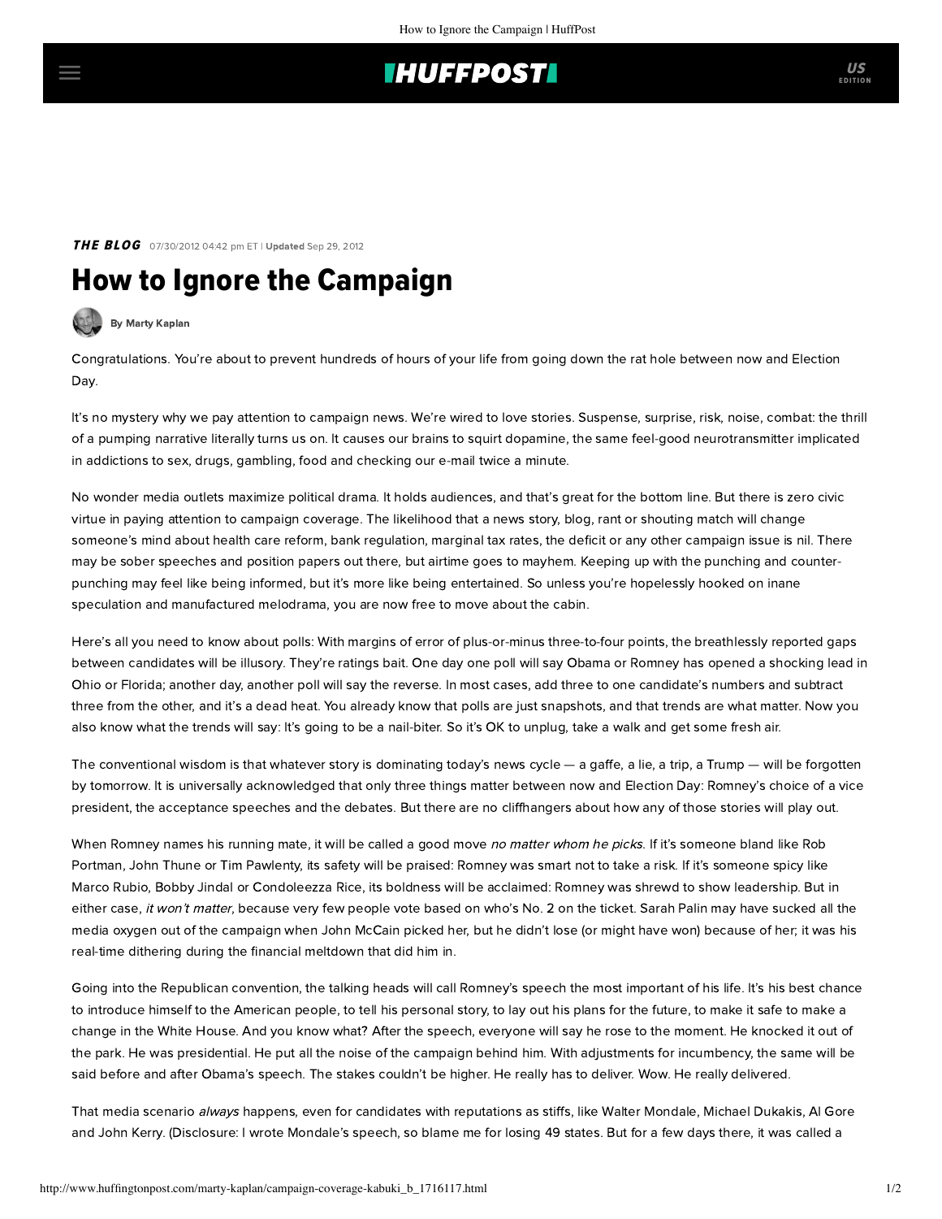THE BLOG 07/30/2012 04:42 pm ET | **Updated** Sep 29, 2012

# How to Ignore the Campaign

By Marty Kaplan

Congratulations. You're about to prevent hundreds of hours of your life from going down the rat hole between now and Election Day.

It's no mystery why we pay attention to campaign news. We're wired to love stories. Suspense, surprise, risk, noise, combat: the thrill of a pumping narrative literally turns us on. It causes our brains to squirt dopamine, the same feel-good neurotransmitter implicated in addictions to sex, drugs, gambling, food and checking our e-mail twice a minute.

No wonder media outlets maximize political drama. It holds audiences, and that's great for the bottom line. But there is zero civic virtue in paying attention to campaign coverage. The likelihood that a news story, blog, rant or shouting match will change someone's mind about health care reform, bank regulation, marginal tax rates, the deficit or any other campaign issue is nil. There may be sober speeches and position papers out there, but airtime goes to mayhem. Keeping up with the punching and counter-punching may feel like being informed, but it's more like being entertained. So unless you're hopelessly hooked on inane speculation and manufactured melodrama, you are now free to move about the cabin.

Here's all you need to know about polls: With margins of error of plus-or-minus three-to-four points, the breathlessly reported gaps between candidates will be illusory. They're ratings bait. One day one poll will say Obama or Romney has opened a shocking lead in Ohio or Florida; another day, another poll will say the reverse. In most cases, add three to one candidate's numbers and subtract three from the other, and it's a dead heat. You already know that polls are just snapshots, and that trends are what matter. Now you also know what the trends will say: It's going to be a nail-biter. So it's OK to unplug, take a walk and get some fresh air.

The conventional wisdom is that whatever story is dominating today's news cycle — a gaffe, a lie, a trip, a Trump — will be forgotten by tomorrow. It is universally acknowledged that only three things matter between now and Election Day: Romney's choice of a vice president, the acceptance speeches and the debates. But there are no cliffhangers about how any of those stories will play out.

When Romney names his running mate, it will be called a good move *no matter whom he picks*. If it's someone bland like Rob Portman, John Thune or Tim Pawlenty, its safety will be praised: Romney was smart not to take a risk. If it's someone spicy like Marco Rubio, Bobby Jindal or Condoleezza Rice, its boldness will be acclaimed: Romney was shrewd to show leadership. But in either case, *it won't matter*, because very few people vote based on who's No. 2 on the ticket. Sarah Palin may have sucked all the media oxygen out of the campaign when John McCain picked her, but he didn't lose (or might have won) because of her; it was his real-time dithering during the financial meltdown that did him in.

Going into the Republican convention, the talking heads will call Romney's speech the most important of his life. It's his best chance to introduce himself to the American people, to tell his personal story, to lay out his plans for the future, to make it safe to make a change in the White House. And you know what? After the speech, everyone will say he rose to the moment. He knocked it out of the park. He was presidential. He put all the noise of the campaign behind him. With adjustments for incumbency, the same will be said before and after Obama's speech. The stakes couldn't be higher. He really has to deliver. Wow. He really delivered.

That media scenario *always* happens, even for candidates with reputations as stiffs, like Walter Mondale, Michael Dukakis, Al Gore and John Kerry. (Disclosure: I wrote Mondale's speech, so blame me for losing 49 states. But for a few days there, it was called a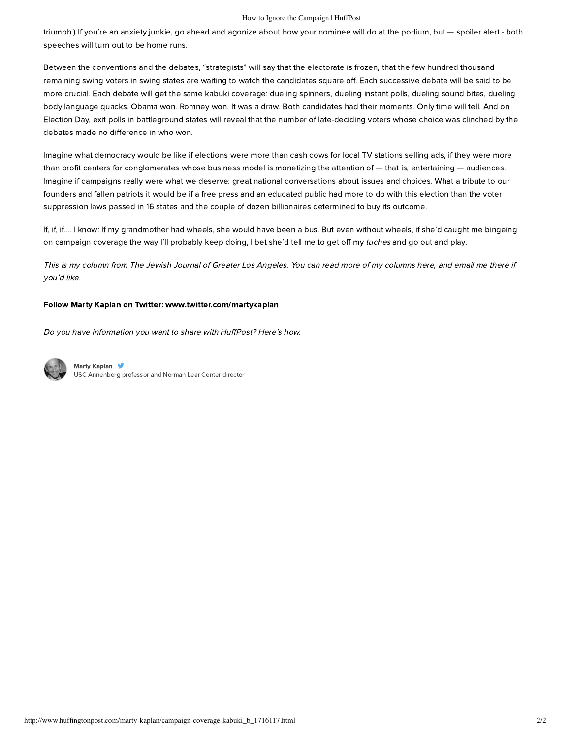triumph.) If you're an anxiety junkie, go ahead and agonize about how your nominee will do at the podium, but — spoiler alert - both speeches will turn out to be home runs.

Between the conventions and the debates, "strategists" will say that the electorate is frozen, that the few hundred thousand remaining swing voters in swing states are waiting to watch the candidates square off. Each successive debate will be said to be more crucial. Each debate will get the same kabuki coverage: dueling spinners, dueling instant polls, dueling sound bites, dueling body language quacks. Obama won. Romney won. It was a draw. Both candidates had their moments. Only time will tell. And on Election Day, exit polls in battleground states will reveal that the number of late-deciding voters whose choice was clinched by the debates made no difference in who won.

Imagine what democracy would be like if elections were more than cash cows for local TV stations selling ads, if they were more than profit centers for conglomerates whose business model is monetizing the attention of — that is, entertaining — audiences. Imagine if campaigns really were what we deserve: great national conversations about issues and choices. What a tribute to our founders and fallen patriots it would be if a free press and an educated public had more to do with this election than the voter suppression laws passed in 16 states and the couple of dozen billionaires determined to buy its outcome.

If, if, if.... I know: If my grandmother had wheels, she would have been a bus. But even without wheels, if she'd caught me bingeing on campaign coverage the way I'll probably keep doing, I bet she'd tell me to get off my *tuches* and go out and play.

*This is my column from The Jewish Journal of Greater Los Angeles. You can read more of my columns here, and email me there if you'd like.*

**Follow Marty Kaplan on Twitter: www.twitter.com/martykaplan**

*Do you have information you want to share with HuffPost? Here's how.*

Marty Kaplan
USC Annenberg professor and Norman Lear Center director